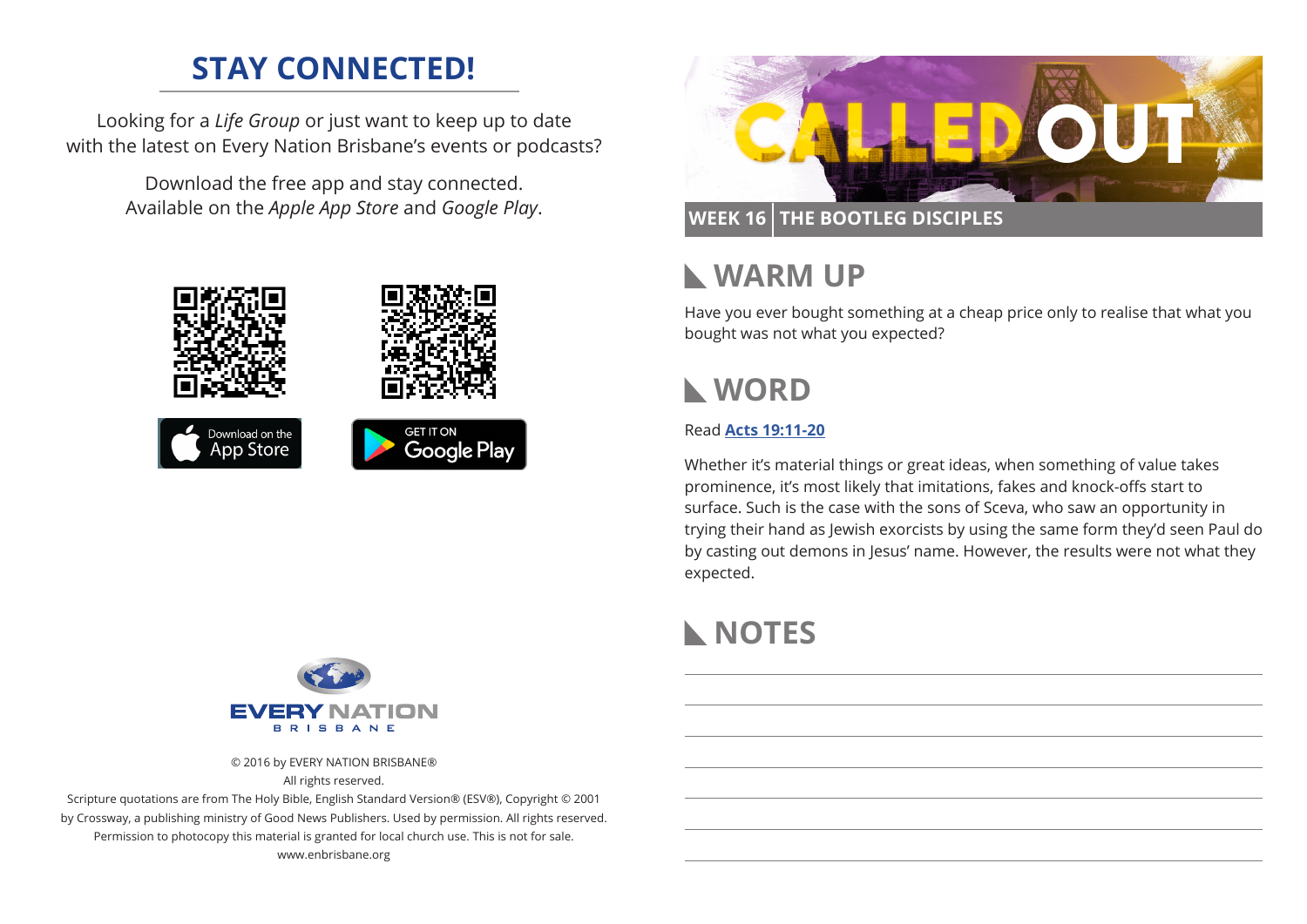## STAY CONNECTED!

Looking for a *Life Group* or just want to keep up to date with the latest on Every Nation Brisbane's events or podcasts?

Download the free app and stay connected. Available on the *Apple App Store* and *Google Play*.

Download on the App Store

GET IT ON Google Play

EVERY NATION BRISBANE

© 2016 by EVERY NATION BRISBANE®
All rights reserved.
Scripture quotations are from The Holy Bible, English Standard Version® (ESV®), Copyright © 2001 by Crossway, a publishing ministry of Good News Publishers. Used by permission. All rights reserved. Permission to photocopy this material is granted for local church use. This is not for sale.
www.enbrisbane.org

# CALLED OUT

**WEEK 16 | THE BOOTLEG DISCIPLES**

## WARM UP

Have you ever bought something at a cheap price only to realise that what you bought was not what you expected?

## WORD

Read **Acts 19:11-20**

Whether it's material things or great ideas, when something of value takes prominence, it's most likely that imitations, fakes and knock-offs start to surface. Such is the case with the sons of Sceva, who saw an opportunity in trying their hand as Jewish exorcists by using the same form they'd seen Paul do by casting out demons in Jesus' name. However, the results were not what they expected.

## NOTES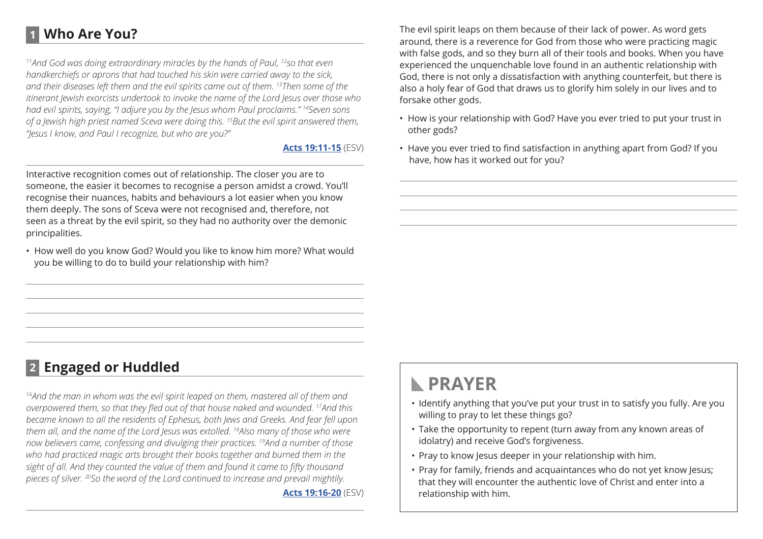## 1 Who Are You?

*[11]And God was doing extraordinary miracles by the hands of Paul, [12]so that even handkerchiefs or aprons that had touched his skin were carried away to the sick, and their diseases left them and the evil spirits came out of them. [13]Then some of the itinerant Jewish exorcists undertook to invoke the name of the Lord Jesus over those who had evil spirits, saying, "I adjure you by the Jesus whom Paul proclaims." [14]Seven sons of a Jewish high priest named Sceva were doing this. [15]But the evil spirit answered them, "Jesus I know, and Paul I recognize, but who are you?"*

**Acts 19:11-15** (ESV)

Interactive recognition comes out of relationship. The closer you are to someone, the easier it becomes to recognise a person amidst a crowd. You'll recognise their nuances, habits and behaviours a lot easier when you know them deeply. The sons of Sceva were not recognised and, therefore, not seen as a threat by the evil spirit, so they had no authority over the demonic principalities.

- How well do you know God? Would you like to know him more? What would you be willing to do to build your relationship with him?

## 2 Engaged or Huddled

*[16]And the man in whom was the evil spirit leaped on them, mastered all of them and overpowered them, so that they fled out of that house naked and wounded. [17]And this became known to all the residents of Ephesus, both Jews and Greeks. And fear fell upon them all, and the name of the Lord Jesus was extolled. [18]Also many of those who were now believers came, confessing and divulging their practices. [19]And a number of those who had practiced magic arts brought their books together and burned them in the sight of all. And they counted the value of them and found it came to fifty thousand pieces of silver. [20]So the word of the Lord continued to increase and prevail mightily.*

**Acts 19:16-20** (ESV)

The evil spirit leaps on them because of their lack of power. As word gets around, there is a reverence for God from those who were practicing magic with false gods, and so they burn all of their tools and books. When you have experienced the unquenchable love found in an authentic relationship with God, there is not only a dissatisfaction with anything counterfeit, but there is also a holy fear of God that draws us to glorify him solely in our lives and to forsake other gods.

- How is your relationship with God? Have you ever tried to put your trust in other gods?
- Have you ever tried to find satisfaction in anything apart from God? If you have, how has it worked out for you?

## PRAYER

- Identify anything that you've put your trust in to satisfy you fully. Are you willing to pray to let these things go?
- Take the opportunity to repent (turn away from any known areas of idolatry) and receive God's forgiveness.
- Pray to know Jesus deeper in your relationship with him.
- Pray for family, friends and acquaintances who do not yet know Jesus; that they will encounter the authentic love of Christ and enter into a relationship with him.